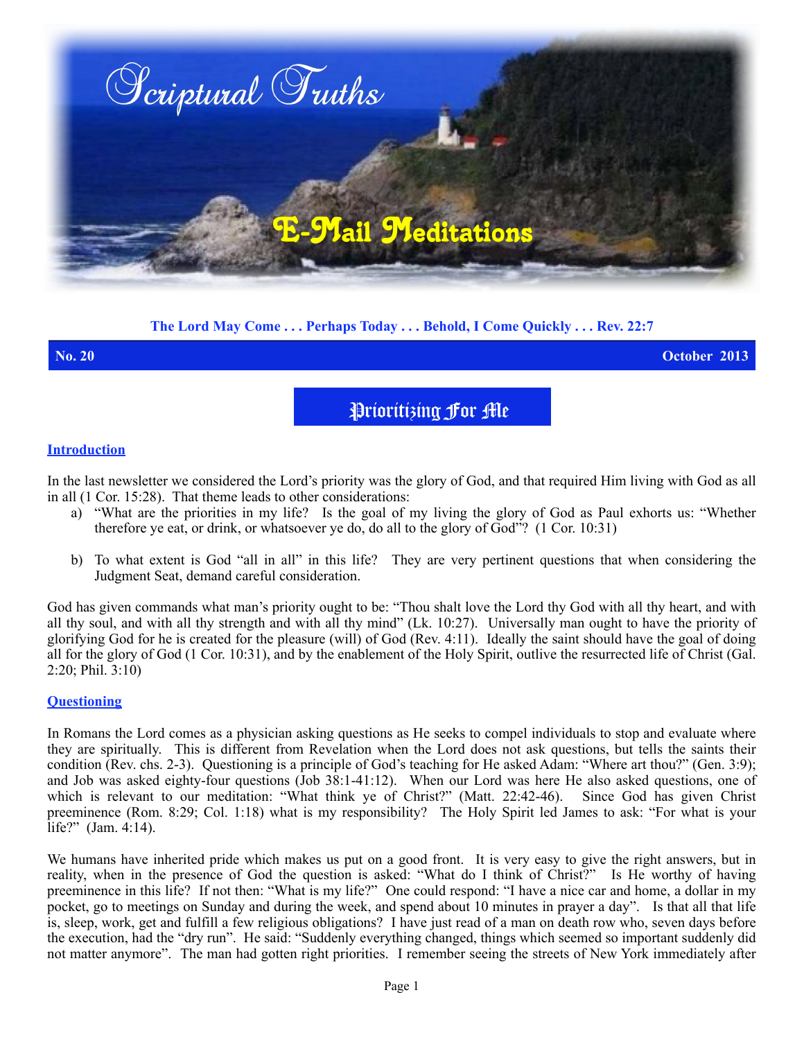# Scriptural Truths

## E-Mail Meditations

**The Lord May Come . . . Perhaps Today . . . Behold, I Come Quickly . . . Rev. 22:7**

**No. 20** **October 2013**

# Prioritizing For Me

## Introduction

In the last newsletter we considered the Lord's priority was the glory of God, and that required Him living with God as all in all (1 Cor. 15:28). That theme leads to other considerations:

a) "What are the priorities in my life? Is the goal of my living the glory of God as Paul exhorts us: "Whether therefore ye eat, or drink, or whatsoever ye do, do all to the glory of God"? (1 Cor. 10:31)

b) To what extent is God "all in all" in this life? They are very pertinent questions that when considering the Judgment Seat, demand careful consideration.

God has given commands what man's priority ought to be: "Thou shalt love the Lord thy God with all thy heart, and with all thy soul, and with all thy strength and with all thy mind" (Lk. 10:27). Universally man ought to have the priority of glorifying God for he is created for the pleasure (will) of God (Rev. 4:11). Ideally the saint should have the goal of doing all for the glory of God (1 Cor. 10:31), and by the enablement of the Holy Spirit, outlive the resurrected life of Christ (Gal. 2:20; Phil. 3:10)

## Questioning

In Romans the Lord comes as a physician asking questions as He seeks to compel individuals to stop and evaluate where they are spiritually. This is different from Revelation when the Lord does not ask questions, but tells the saints their condition (Rev. chs. 2-3). Questioning is a principle of God's teaching for He asked Adam: "Where art thou?" (Gen. 3:9); and Job was asked eighty-four questions (Job 38:1-41:12). When our Lord was here He also asked questions, one of which is relevant to our meditation: "What think ye of Christ?" (Matt. 22:42-46). Since God has given Christ preeminence (Rom. 8:29; Col. 1:18) what is my responsibility? The Holy Spirit led James to ask: "For what is your life?" (Jam. 4:14).

We humans have inherited pride which makes us put on a good front. It is very easy to give the right answers, but in reality, when in the presence of God the question is asked: "What do I think of Christ?" Is He worthy of having preeminence in this life? If not then: "What is my life?" One could respond: "I have a nice car and home, a dollar in my pocket, go to meetings on Sunday and during the week, and spend about 10 minutes in prayer a day". Is that all that life is, sleep, work, get and fulfill a few religious obligations? I have just read of a man on death row who, seven days before the execution, had the "dry run". He said: "Suddenly everything changed, things which seemed so important suddenly did not matter anymore". The man had gotten right priorities. I remember seeing the streets of New York immediately after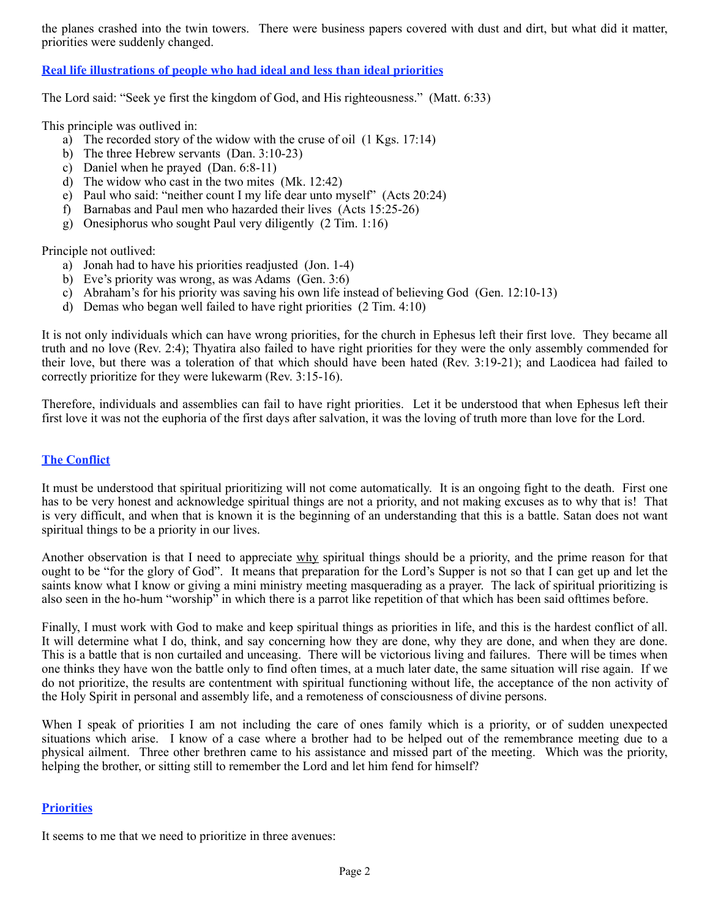the planes crashed into the twin towers. There were business papers covered with dust and dirt, but what did it matter, priorities were suddenly changed.

## Real life illustrations of people who had ideal and less than ideal priorities

The Lord said: "Seek ye first the kingdom of God, and His righteousness." (Matt. 6:33)

This principle was outlived in:

a) The recorded story of the widow with the cruse of oil (1 Kgs. 17:14)
b) The three Hebrew servants (Dan. 3:10-23)
c) Daniel when he prayed (Dan. 6:8-11)
d) The widow who cast in the two mites (Mk. 12:42)
e) Paul who said: "neither count I my life dear unto myself" (Acts 20:24)
f) Barnabas and Paul men who hazarded their lives (Acts 15:25-26)
g) Onesiphorus who sought Paul very diligently (2 Tim. 1:16)

Principle not outlived:

a) Jonah had to have his priorities readjusted (Jon. 1-4)
b) Eve's priority was wrong, as was Adams (Gen. 3:6)
c) Abraham's for his priority was saving his own life instead of believing God (Gen. 12:10-13)
d) Demas who began well failed to have right priorities (2 Tim. 4:10)

It is not only individuals which can have wrong priorities, for the church in Ephesus left their first love. They became all truth and no love (Rev. 2:4); Thyatira also failed to have right priorities for they were the only assembly commended for their love, but there was a toleration of that which should have been hated (Rev. 3:19-21); and Laodicea had failed to correctly prioritize for they were lukewarm (Rev. 3:15-16).

Therefore, individuals and assemblies can fail to have right priorities. Let it be understood that when Ephesus left their first love it was not the euphoria of the first days after salvation, it was the loving of truth more than love for the Lord.

## The Conflict

It must be understood that spiritual prioritizing will not come automatically. It is an ongoing fight to the death. First one has to be very honest and acknowledge spiritual things are not a priority, and not making excuses as to why that is! That is very difficult, and when that is known it is the beginning of an understanding that this is a battle. Satan does not want spiritual things to be a priority in our lives.

Another observation is that I need to appreciate <u>why</u> spiritual things should be a priority, and the prime reason for that ought to be "for the glory of God". It means that preparation for the Lord's Supper is not so that I can get up and let the saints know what I know or giving a mini ministry meeting masquerading as a prayer. The lack of spiritual prioritizing is also seen in the ho-hum "worship" in which there is a parrot like repetition of that which has been said ofttimes before.

Finally, I must work with God to make and keep spiritual things as priorities in life, and this is the hardest conflict of all. It will determine what I do, think, and say concerning how they are done, why they are done, and when they are done. This is a battle that is non curtailed and unceasing. There will be times when one thinks they have won the battle only to find often times, at a much later date, the same situation will rise again. If we do not prioritize, the results are contentment with spiritual functioning without life, the acceptance of the non activity of the Holy Spirit in personal and assembly life, and a remoteness of consciousness of divine persons.

When I speak of priorities I am not including the care of ones family which is a priority, or of sudden unexpected situations which arise. I know of a case where a brother had to be helped out of the remembrance meeting due to a physical ailment. Three other brethren came to his assistance and missed part of the meeting. Which was the priority, helping the brother, or sitting still to remember the Lord and let him fend for himself?

## Priorities

It seems to me that we need to prioritize in three avenues: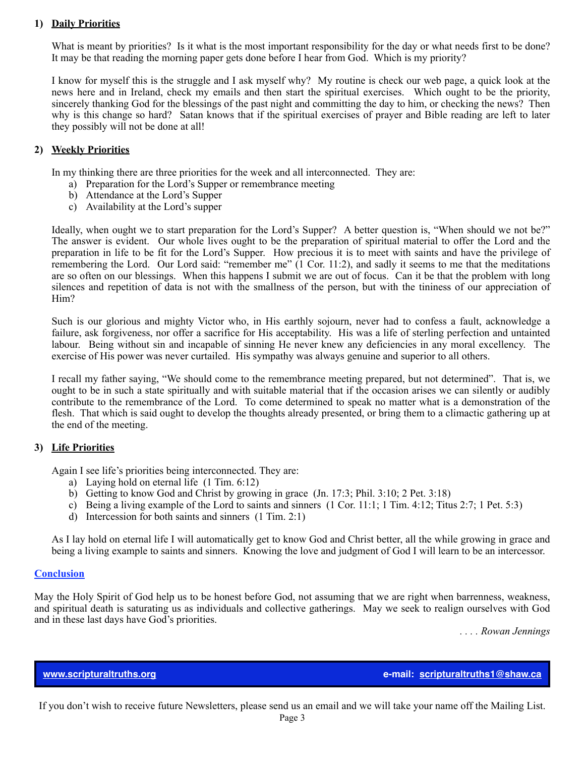### 1) **Daily Priorities**

What is meant by priorities? Is it what is the most important responsibility for the day or what needs first to be done? It may be that reading the morning paper gets done before I hear from God. Which is my priority?

I know for myself this is the struggle and I ask myself why? My routine is check our web page, a quick look at the news here and in Ireland, check my emails and then start the spiritual exercises. Which ought to be the priority, sincerely thanking God for the blessings of the past night and committing the day to him, or checking the news? Then why is this change so hard? Satan knows that if the spiritual exercises of prayer and Bible reading are left to later they possibly will not be done at all!

### 2) **Weekly Priorities**

In my thinking there are three priorities for the week and all interconnected. They are:

a) Preparation for the Lord's Supper or remembrance meeting
b) Attendance at the Lord's Supper
c) Availability at the Lord's supper

Ideally, when ought we to start preparation for the Lord's Supper? A better question is, "When should we not be?" The answer is evident. Our whole lives ought to be the preparation of spiritual material to offer the Lord and the preparation in life to be fit for the Lord's Supper. How precious it is to meet with saints and have the privilege of remembering the Lord. Our Lord said: "remember me" (1 Cor. 11:2), and sadly it seems to me that the meditations are so often on our blessings. When this happens I submit we are out of focus. Can it be that the problem with long silences and repetition of data is not with the smallness of the person, but with the tininess of our appreciation of Him?

Such is our glorious and mighty Victor who, in His earthly sojourn, never had to confess a fault, acknowledge a failure, ask forgiveness, nor offer a sacrifice for His acceptability. His was a life of sterling perfection and untainted labour. Being without sin and incapable of sinning He never knew any deficiencies in any moral excellency. The exercise of His power was never curtailed. His sympathy was always genuine and superior to all others.

I recall my father saying, "We should come to the remembrance meeting prepared, but not determined". That is, we ought to be in such a state spiritually and with suitable material that if the occasion arises we can silently or audibly contribute to the remembrance of the Lord. To come determined to speak no matter what is a demonstration of the flesh. That which is said ought to develop the thoughts already presented, or bring them to a climactic gathering up at the end of the meeting.

### 3) **Life Priorities**

Again I see life's priorities being interconnected. They are:

a) Laying hold on eternal life (1 Tim. 6:12)
b) Getting to know God and Christ by growing in grace (Jn. 17:3; Phil. 3:10; 2 Pet. 3:18)
c) Being a living example of the Lord to saints and sinners (1 Cor. 11:1; 1 Tim. 4:12; Titus 2:7; 1 Pet. 5:3)
d) Intercession for both saints and sinners (1 Tim. 2:1)

As I lay hold on eternal life I will automatically get to know God and Christ better, all the while growing in grace and being a living example to saints and sinners. Knowing the love and judgment of God I will learn to be an intercessor.

### **Conclusion**

May the Holy Spirit of God help us to be honest before God, not assuming that we are right when barrenness, weakness, and spiritual death is saturating us as individuals and collective gatherings. May we seek to realign ourselves with God and in these last days have God's priorities.

*. . . . Rowan Jennings*

**www.scripturaltruths.org** **e-mail: scripturaltruths1@shaw.ca**

If you don't wish to receive future Newsletters, please send us an email and we will take your name off the Mailing List.